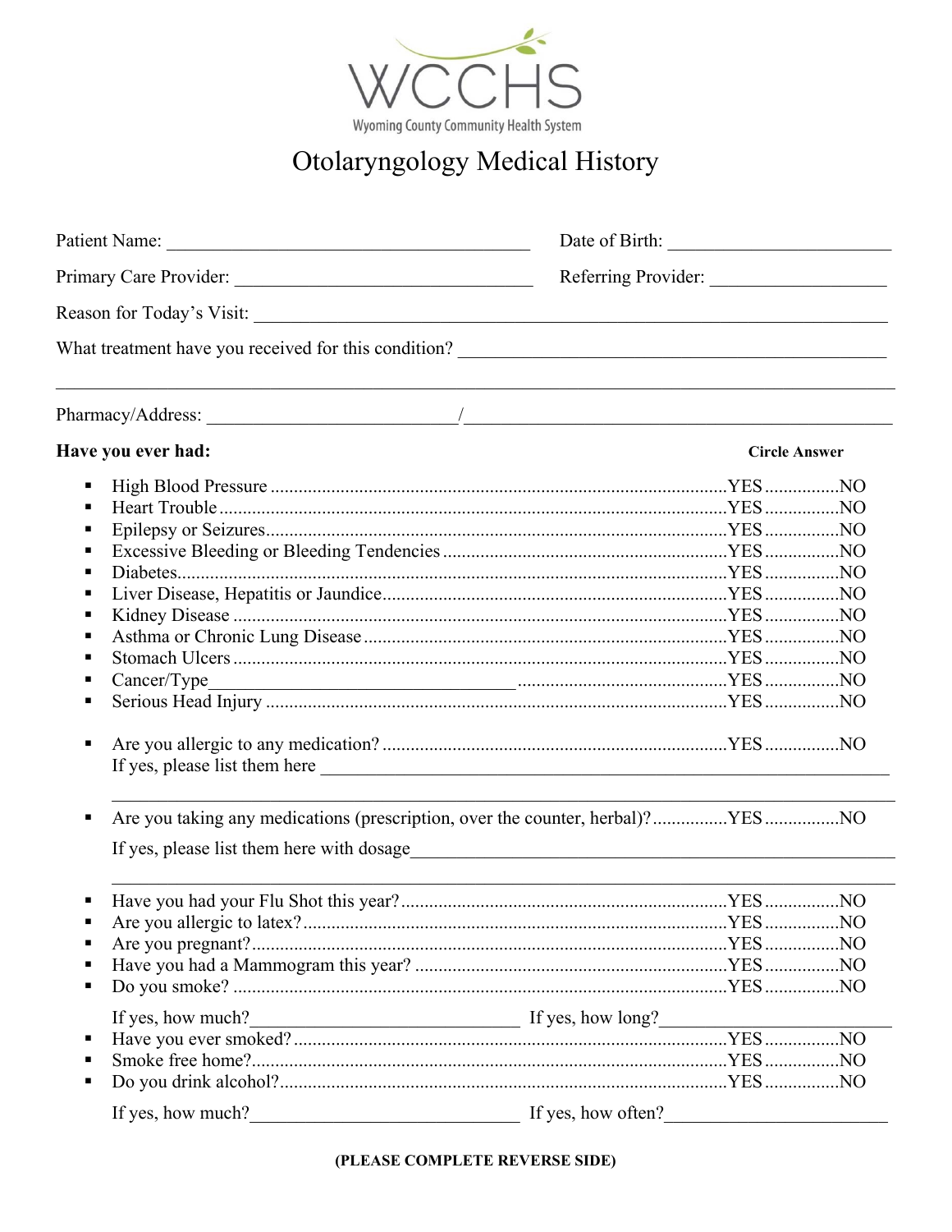WCCHS

Wyoming County Community Health System

# Otolaryngology Medical History

Patient Name: ________________________________________ Date of Birth: ________________________

Primary Care Provider: ________________________________ Referring Provider: ___________________

Reason for Today's Visit: ________________________________________________________________________

What treatment have you received for this condition? ______________________________________________

_____________________________________________________________________________________________

Pharmacy/Address: ___________________________/_______________________________________________

**Have you ever had:** **Circle Answer**

- High Blood Pressure ....................................................YES ................NO
- Heart Trouble ............................................................YES ................NO
- Epilepsy or Seizures....................................................YES ................NO
- Excessive Bleeding or Bleeding Tendencies .................YES ................NO
- Diabetes.......................................................................YES ................NO
- Liver Disease, Hepatitis or Jaundice.............................YES ................NO
- Kidney Disease ............................................................YES ................NO
- Asthma or Chronic Lung Disease ..................................YES ................NO
- Stomach Ulcers ............................................................YES ................NO
- Cancer/Type_________________________________ ..........YES ................NO
- Serious Head Injury .....................................................YES ................NO

- Are you allergic to any medication? ............................YES ................NO
  If yes, please list them here _______________________________________________________________
  _____________________________________________________________________________________________

- Are you taking any medications (prescription, over the counter, herbal)?................YES ................NO
  If yes, please list them here with dosage_____________________________________________________
  _____________________________________________________________________________________________

- Have you had your Flu Shot this year?.........................YES ................NO
- Are you allergic to latex?............................................YES ................NO
- Are you pregnant?.......................................................YES ................NO
- Have you had a Mammogram this year? .......................YES ................NO
- Do you smoke? ............................................................YES ................NO

  If yes, how much?_____________________________ If yes, how long?________________________
- Have you ever smoked?................................................YES ................NO
- Smoke free home?.......................................................YES ................NO
- Do you drink alcohol?..................................................YES ................NO

  If yes, how much?_____________________________ If yes, how often?________________________

**(PLEASE COMPLETE REVERSE SIDE)**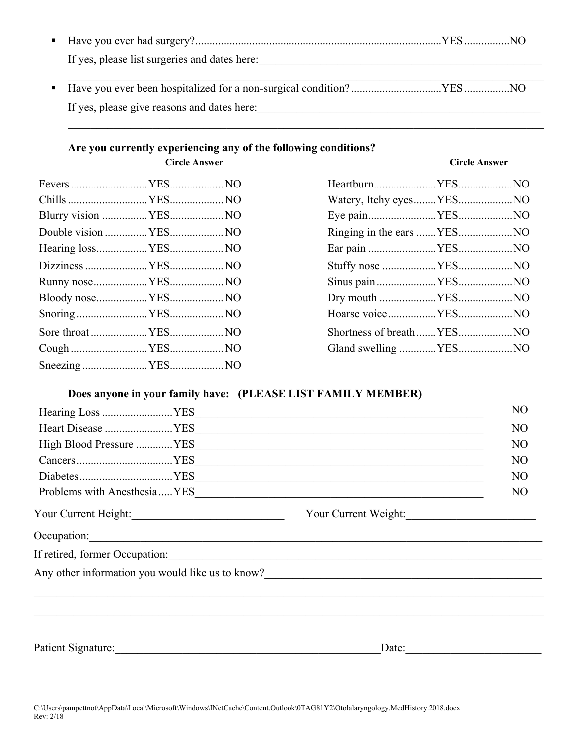- Have you ever had surgery?.......................................................................................YES ................NO

  If yes, please list surgeries and dates here:______________________________________________________

  ________________________________________________________________________________________

- Have you ever been hospitalized for a non-surgical condition? ................................YES ................NO

  If yes, please give reasons and dates here:______________________________________________________

  ________________________________________________________________________________________

**Are you currently experiencing any of the following conditions?**

| Condition | Circle Answer | | Condition | Circle Answer | |
|---|---|---|---|---|---|
| Fevers | YES | NO | Heartburn | YES | NO |
| Chills | YES | NO | Watery, Itchy eyes | YES | NO |
| Blurry vision | YES | NO | Eye pain | YES | NO |
| Double vision | YES | NO | Ringing in the ears | YES | NO |
| Hearing loss | YES | NO | Ear pain | YES | NO |
| Dizziness | YES | NO | Stuffy nose | YES | NO |
| Runny nose | YES | NO | Sinus pain | YES | NO |
| Bloody nose | YES | NO | Dry mouth | YES | NO |
| Snoring | YES | NO | Hoarse voice | YES | NO |
| Sore throat | YES | NO | Shortness of breath | YES | NO |
| Cough | YES | NO | Gland swelling | YES | NO |
| Sneezing | YES | NO | | | |

**Does anyone in your family have: (PLEASE LIST FAMILY MEMBER)**

| | | | |
|---|---|---|---|
| Hearing Loss | YES | ______________________________ | NO |
| Heart Disease | YES | ______________________________ | NO |
| High Blood Pressure | YES | ______________________________ | NO |
| Cancers | YES | ______________________________ | NO |
| Diabetes | YES | ______________________________ | NO |
| Problems with Anesthesia | YES | ______________________________ | NO |

Your Current Height:___________________________ Your Current Weight:_______________________

Occupation:_________________________________________________________________________________

If retired, former Occupation:_________________________________________________________________

Any other information you would like us to know?________________________________________________

________________________________________________________________________________________

________________________________________________________________________________________

Patient Signature:_______________________________________________Date:________________________

C:\Users\pampettnot\AppData\Local\Microsoft\Windows\INetCache\Content.Outlook\0TAG81Y2\Otolalaryngology.MedHistory.2018.docx
Rev: 2/18